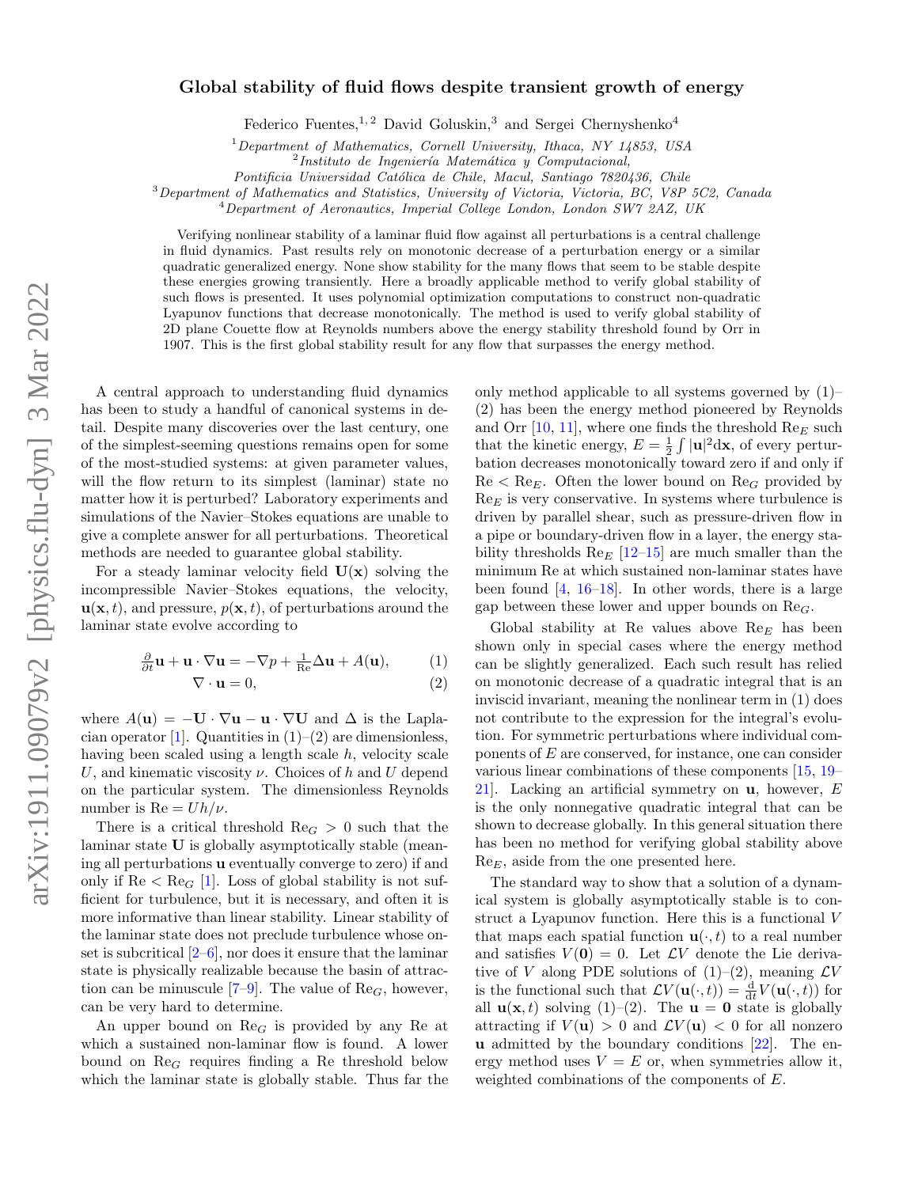# Global stability of fluid flows despite transient growth of energy

Federico Fuentes,[1,2] David Goluskin,[3] and Sergei Chernyshenko[4]

[1]*Department of Mathematics, Cornell University, Ithaca, NY 14853, USA*
[2]*Instituto de Ingeniería Matemática y Computacional, Pontificia Universidad Católica de Chile, Macul, Santiago 7820436, Chile*
[3]*Department of Mathematics and Statistics, University of Victoria, Victoria, BC, V8P 5C2, Canada*
[4]*Department of Aeronautics, Imperial College London, London SW7 2AZ, UK*

Verifying nonlinear stability of a laminar fluid flow against all perturbations is a central challenge in fluid dynamics. Past results rely on monotonic decrease of a perturbation energy or a similar quadratic generalized energy. None show stability for the many flows that seem to be stable despite these energies growing transiently. Here a broadly applicable method to verify global stability of such flows is presented. It uses polynomial optimization computations to construct non-quadratic Lyapunov functions that decrease monotonically. The method is used to verify global stability of 2D plane Couette flow at Reynolds numbers above the energy stability threshold found by Orr in 1907. This is the first global stability result for any flow that surpasses the energy method.

A central approach to understanding fluid dynamics has been to study a handful of canonical systems in detail. Despite many discoveries over the last century, one of the simplest-seeming questions remains open for some of the most-studied systems: at given parameter values, will the flow return to its simplest (laminar) state no matter how it is perturbed? Laboratory experiments and simulations of the Navier–Stokes equations are unable to give a complete answer for all perturbations. Theoretical methods are needed to guarantee global stability.

For a steady laminar velocity field $\mathbf{U}(\mathbf{x})$ solving the incompressible Navier–Stokes equations, the velocity, $\mathbf{u}(\mathbf{x},t)$, and pressure, $p(\mathbf{x},t)$, of perturbations around the laminar state evolve according to

$$\tfrac{\partial}{\partial t}\mathbf{u} + \mathbf{u}\cdot\nabla\mathbf{u} = -\nabla p + \tfrac{1}{\mathrm{Re}}\Delta\mathbf{u} + A(\mathbf{u}), \qquad (1)$$

$$\nabla\cdot\mathbf{u} = 0, \qquad (2)$$

where $A(\mathbf{u}) = -\mathbf{U}\cdot\nabla\mathbf{u} - \mathbf{u}\cdot\nabla\mathbf{U}$ and $\Delta$ is the Laplacian operator [1]. Quantities in (1)–(2) are dimensionless, having been scaled using a length scale $h$, velocity scale $U$, and kinematic viscosity $\nu$. Choices of $h$ and $U$ depend on the particular system. The dimensionless Reynolds number is $\mathrm{Re} = Uh/\nu$.

There is a critical threshold $\mathrm{Re}_G > 0$ such that the laminar state $\mathbf{U}$ is globally asymptotically stable (meaning all perturbations $\mathbf{u}$ eventually converge to zero) if and only if $\mathrm{Re} < \mathrm{Re}_G$ [1]. Loss of global stability is not sufficient for turbulence, but it is necessary, and often it is more informative than linear stability. Linear stability of the laminar state does not preclude turbulence whose onset is subcritical [2–6], nor does it ensure that the laminar state is physically realizable because the basin of attraction can be minuscule [7–9]. The value of $\mathrm{Re}_G$, however, can be very hard to determine.

An upper bound on $\mathrm{Re}_G$ is provided by any Re at which a sustained non-laminar flow is found. A lower bound on $\mathrm{Re}_G$ requires finding a Re threshold below which the laminar state is globally stable. Thus far the only method applicable to all systems governed by (1)–(2) has been the energy method pioneered by Reynolds and Orr [10, 11], where one finds the threshold $\mathrm{Re}_E$ such that the kinetic energy, $E = \frac{1}{2}\int|\mathbf{u}|^2\mathrm{d}\mathbf{x}$, of every perturbation decreases monotonically toward zero if and only if $\mathrm{Re} < \mathrm{Re}_E$. Often the lower bound on $\mathrm{Re}_G$ provided by $\mathrm{Re}_E$ is very conservative. In systems where turbulence is driven by parallel shear, such as pressure-driven flow in a pipe or boundary-driven flow in a layer, the energy stability thresholds $\mathrm{Re}_E$ [12–15] are much smaller than the minimum Re at which sustained non-laminar states have been found [4, 16–18]. In other words, there is a large gap between these lower and upper bounds on $\mathrm{Re}_G$.

Global stability at Re values above $\mathrm{Re}_E$ has been shown only in special cases where the energy method can be slightly generalized. Each such result has relied on monotonic decrease of a quadratic integral that is an inviscid invariant, meaning the nonlinear term in (1) does not contribute to the expression for the integral's evolution. For symmetric perturbations where individual components of $E$ are conserved, for instance, one can consider various linear combinations of these components [15, 19–21]. Lacking an artificial symmetry on $\mathbf{u}$, however, $E$ is the only nonnegative quadratic integral that can be shown to decrease globally. In this general situation there has been no method for verifying global stability above $\mathrm{Re}_E$, aside from the one presented here.

The standard way to show that a solution of a dynamical system is globally asymptotically stable is to construct a Lyapunov function. Here this is a functional $V$ that maps each spatial function $\mathbf{u}(\cdot,t)$ to a real number and satisfies $V(\mathbf{0}) = 0$. Let $\mathcal{L}V$ denote the Lie derivative of $V$ along PDE solutions of (1)–(2), meaning $\mathcal{L}V$ is the functional such that $\mathcal{L}V(\mathbf{u}(\cdot,t)) = \frac{\mathrm{d}}{\mathrm{d}t}V(\mathbf{u}(\cdot,t))$ for all $\mathbf{u}(\mathbf{x},t)$ solving (1)–(2). The $\mathbf{u} = \mathbf{0}$ state is globally attracting if $V(\mathbf{u}) > 0$ and $\mathcal{L}V(\mathbf{u}) < 0$ for all nonzero $\mathbf{u}$ admitted by the boundary conditions [22]. The energy method uses $V = E$ or, when symmetries allow it, weighted combinations of the components of $E$.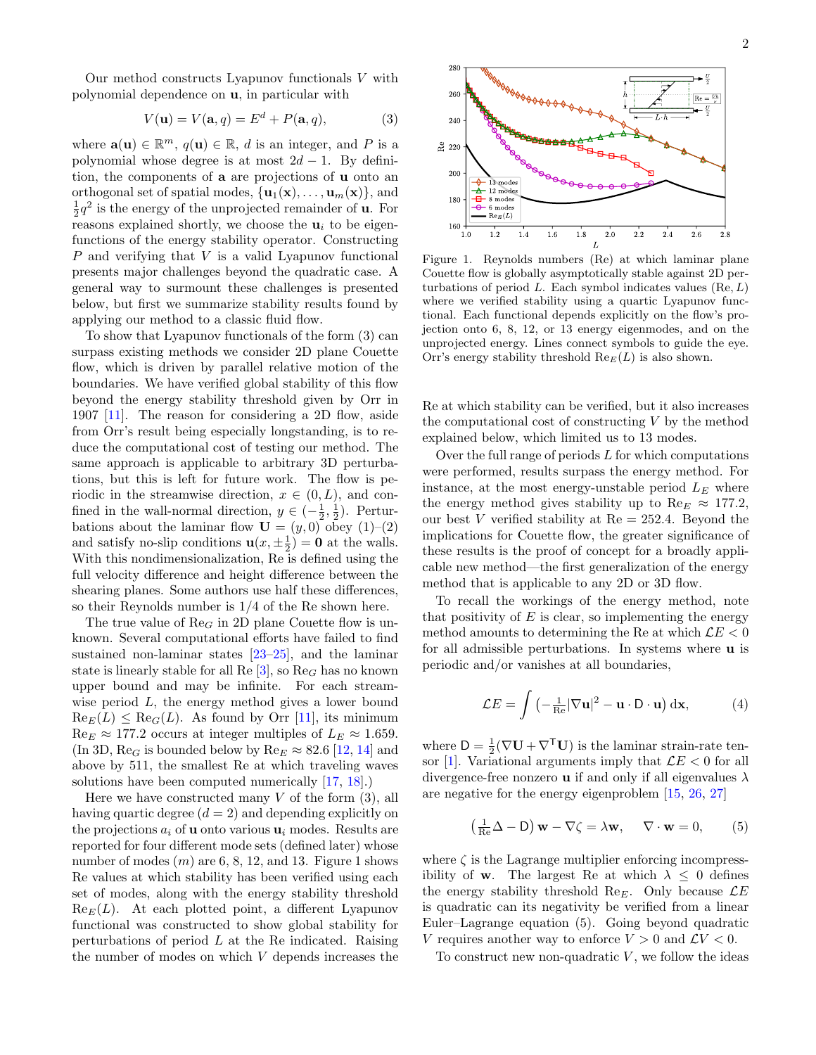Our method constructs Lyapunov functionals $V$ with polynomial dependence on $\mathbf{u}$, in particular with

$$V(\mathbf{u}) = V(\mathbf{a}, q) = E^d + P(\mathbf{a}, q), \tag{3}$$

where $\mathbf{a}(\mathbf{u}) \in \mathbb{R}^m$, $q(\mathbf{u}) \in \mathbb{R}$, $d$ is an integer, and $P$ is a polynomial whose degree is at most $2d-1$. By definition, the components of $\mathbf{a}$ are projections of $\mathbf{u}$ onto an orthogonal set of spatial modes, $\{\mathbf{u}_1(\mathbf{x}), \ldots, \mathbf{u}_m(\mathbf{x})\}$, and $\frac{1}{2}q^2$ is the energy of the unprojected remainder of $\mathbf{u}$. For reasons explained shortly, we choose the $\mathbf{u}_i$ to be eigenfunctions of the energy stability operator. Constructing $P$ and verifying that $V$ is a valid Lyapunov functional presents major challenges beyond the quadratic case. A general way to surmount these challenges is presented below, but first we summarize stability results found by applying our method to a classic fluid flow.

To show that Lyapunov functionals of the form (3) can surpass existing methods we consider 2D plane Couette flow, which is driven by parallel relative motion of the boundaries. We have verified global stability of this flow beyond the energy stability threshold given by Orr in 1907 [11]. The reason for considering a 2D flow, aside from Orr's result being especially longstanding, is to reduce the computational cost of testing our method. The same approach is applicable to arbitrary 3D perturbations, but this is left for future work. The flow is periodic in the streamwise direction, $x \in (0, L)$, and confined in the wall-normal direction, $y \in (-\frac{1}{2}, \frac{1}{2})$. Perturbations about the laminar flow $\mathbf{U} = (y, 0)$ obey (1)–(2) and satisfy no-slip conditions $\mathbf{u}(x, \pm\frac{1}{2}) = \mathbf{0}$ at the walls. With this nondimensionalization, Re is defined using the full velocity difference and height difference between the shearing planes. Some authors use half these differences, so their Reynolds number is 1/4 of the Re shown here.

The true value of $\mathrm{Re}_G$ in 2D plane Couette flow is unknown. Several computational efforts have failed to find sustained non-laminar states [23–25], and the laminar state is linearly stable for all Re [3], so $\mathrm{Re}_G$ has no known upper bound and may be infinite. For each streamwise period $L$, the energy method gives a lower bound $\mathrm{Re}_E(L) \le \mathrm{Re}_G(L)$. As found by Orr [11], its minimum $\mathrm{Re}_E \approx 177.2$ occurs at integer multiples of $L_E \approx 1.659$. (In 3D, $\mathrm{Re}_G$ is bounded below by $\mathrm{Re}_E \approx 82.6$ [12, 14] and above by 511, the smallest Re at which traveling waves solutions have been computed numerically [17, 18].)

Here we have constructed many $V$ of the form (3), all having quartic degree ($d = 2$) and depending explicitly on the projections $a_i$ of $\mathbf{u}$ onto various $\mathbf{u}_i$ modes. Results are reported for four different mode sets (defined later) whose number of modes ($m$) are 6, 8, 12, and 13. Figure 1 shows Re values at which stability has been verified using each set of modes, along with the energy stability threshold $\mathrm{Re}_E(L)$. At each plotted point, a different Lyapunov functional was constructed to show global stability for perturbations of period $L$ at the Re indicated. Raising the number of modes on which $V$ depends increases the Re at which stability can be verified, but it also increases the computational cost of constructing $V$ by the method explained below, which limited us to 13 modes.

Figure 1. Reynolds numbers (Re) at which laminar plane Couette flow is globally asymptotically stable against 2D perturbations of period $L$. Each symbol indicates values (Re, $L$) where we verified stability using a quartic Lyapunov functional. Each functional depends explicitly on the flow's projection onto 6, 8, 12, or 13 energy eigenmodes, and on the unprojected energy. Lines connect symbols to guide the eye. Orr's energy stability threshold $\mathrm{Re}_E(L)$ is also shown.

Over the full range of periods $L$ for which computations were performed, results surpass the energy method. For instance, at the most energy-unstable period $L_E$ where the energy method gives stability up to $\mathrm{Re}_E \approx 177.2$, our best $V$ verified stability at Re = 252.4. Beyond the implications for Couette flow, the greater significance of these results is the proof of concept for a broadly applicable new method—the first generalization of the energy method that is applicable to any 2D or 3D flow.

To recall the workings of the energy method, note that positivity of $E$ is clear, so implementing the energy method amounts to determining the Re at which $\mathcal{L}E < 0$ for all admissible perturbations. In systems where $\mathbf{u}$ is periodic and/or vanishes at all boundaries,

$$\mathcal{L}E = \int \left( -\tfrac{1}{\mathrm{Re}} |\nabla \mathbf{u}|^2 - \mathbf{u} \cdot \mathsf{D} \cdot \mathbf{u} \right) \mathrm{d}\mathbf{x}, \tag{4}$$

where $\mathsf{D} = \frac{1}{2}(\nabla \mathbf{U} + \nabla^{\mathsf{T}} \mathbf{U})$ is the laminar strain-rate tensor [1]. Variational arguments imply that $\mathcal{L}E < 0$ for all divergence-free nonzero $\mathbf{u}$ if and only if all eigenvalues $\lambda$ are negative for the energy eigenproblem [15, 26, 27]

$$\left( \tfrac{1}{\mathrm{Re}} \Delta - \mathsf{D} \right) \mathbf{w} - \nabla \zeta = \lambda \mathbf{w}, \qquad \nabla \cdot \mathbf{w} = 0, \tag{5}$$

where $\zeta$ is the Lagrange multiplier enforcing incompressibility of $\mathbf{w}$. The largest Re at which $\lambda \le 0$ defines the energy stability threshold $\mathrm{Re}_E$. Only because $\mathcal{L}E$ is quadratic can its negativity be verified from a linear Euler–Lagrange equation (5). Going beyond quadratic $V$ requires another way to enforce $V > 0$ and $\mathcal{L}V < 0$.

To construct new non-quadratic $V$, we follow the ideas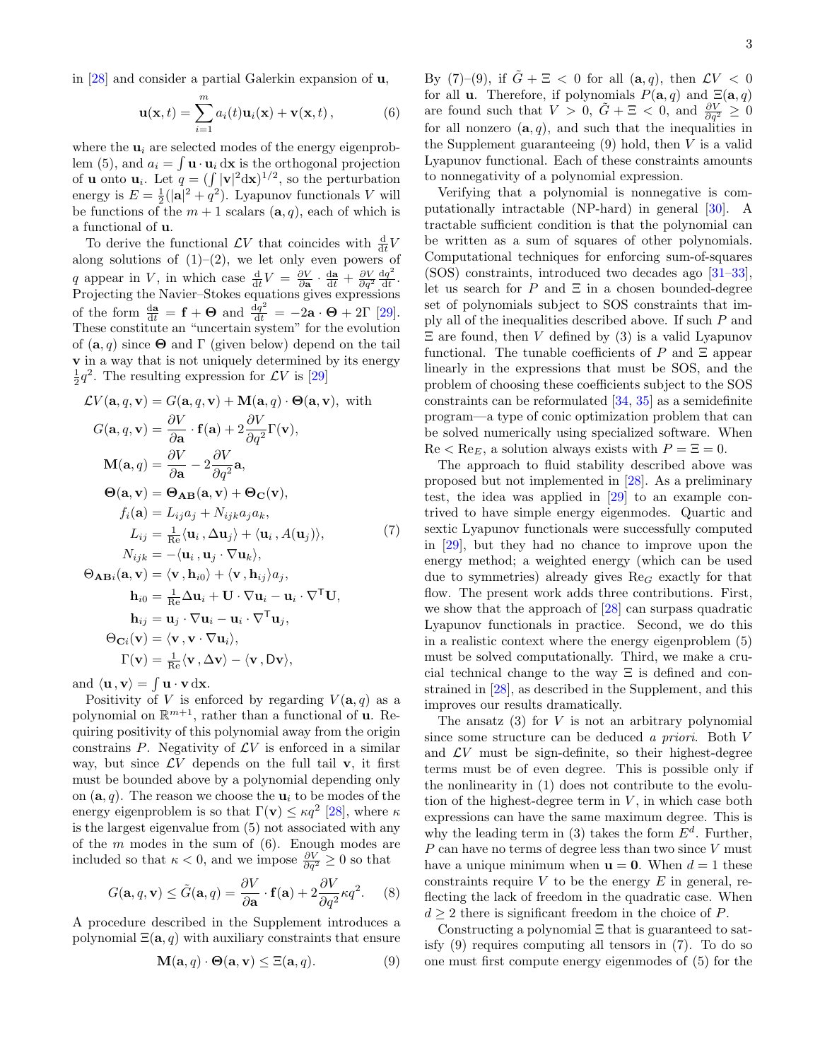in [28] and consider a partial Galerkin expansion of $\mathbf{u}$,

$$\mathbf{u}(\mathbf{x},t) = \sum_{i=1}^{m} a_i(t)\mathbf{u}_i(\mathbf{x}) + \mathbf{v}(\mathbf{x},t)\,, \tag{6}$$

where the $\mathbf{u}_i$ are selected modes of the energy eigenproblem (5), and $a_i = \int \mathbf{u}\cdot\mathbf{u}_i\,\mathrm{d}\mathbf{x}$ is the orthogonal projection of $\mathbf{u}$ onto $\mathbf{u}_i$. Let $q = (\int |\mathbf{v}|^2 \mathrm{d}\mathbf{x})^{1/2}$, so the perturbation energy is $E = \frac{1}{2}(|\mathbf{a}|^2 + q^2)$. Lyapunov functionals $V$ will be functions of the $m+1$ scalars $(\mathbf{a}, q)$, each of which is a functional of $\mathbf{u}$.

To derive the functional $\mathcal{L}V$ that coincides with $\frac{\mathrm{d}}{\mathrm{d}t}V$ along solutions of (1)–(2), we let only even powers of $q$ appear in $V$, in which case $\frac{\mathrm{d}}{\mathrm{d}t}V = \frac{\partial V}{\partial \mathbf{a}}\cdot\frac{\mathrm{d}\mathbf{a}}{\mathrm{d}t} + \frac{\partial V}{\partial q^2}\frac{\mathrm{d}q^2}{\mathrm{d}t}$. Projecting the Navier–Stokes equations gives expressions of the form $\frac{\mathrm{d}\mathbf{a}}{\mathrm{d}t} = \mathbf{f} + \mathbf{\Theta}$ and $\frac{\mathrm{d}q^2}{\mathrm{d}t} = -2\mathbf{a}\cdot\mathbf{\Theta} + 2\Gamma$ [29]. These constitute an "uncertain system" for the evolution of $(\mathbf{a}, q)$ since $\mathbf{\Theta}$ and $\Gamma$ (given below) depend on the tail $\mathbf{v}$ in a way that is not uniquely determined by its energy $\frac{1}{2}q^2$. The resulting expression for $\mathcal{L}V$ is [29]

$$\begin{aligned}
\mathcal{L}V(\mathbf{a},q,\mathbf{v}) &= G(\mathbf{a},q,\mathbf{v}) + \mathbf{M}(\mathbf{a},q)\cdot\mathbf{\Theta}(\mathbf{a},\mathbf{v}), \text{ with}\\
G(\mathbf{a},q,\mathbf{v}) &= \frac{\partial V}{\partial \mathbf{a}}\cdot\mathbf{f}(\mathbf{a}) + 2\frac{\partial V}{\partial q^2}\Gamma(\mathbf{v}),\\
\mathbf{M}(\mathbf{a},q) &= \frac{\partial V}{\partial \mathbf{a}} - 2\frac{\partial V}{\partial q^2}\mathbf{a},\\
\mathbf{\Theta}(\mathbf{a},\mathbf{v}) &= \mathbf{\Theta_{AB}}(\mathbf{a},\mathbf{v}) + \mathbf{\Theta_{C}}(\mathbf{v}),\\
f_i(\mathbf{a}) &= L_{ij}a_j + N_{ijk}a_j a_k,\\
L_{ij} &= \tfrac{1}{\mathrm{Re}}\langle \mathbf{u}_i\,, \Delta\mathbf{u}_j\rangle + \langle \mathbf{u}_i\,, A(\mathbf{u}_j)\rangle,\\
N_{ijk} &= -\langle \mathbf{u}_i\,, \mathbf{u}_j\cdot\nabla\mathbf{u}_k\rangle,\\
\Theta_{\mathbf{AB}i}(\mathbf{a},\mathbf{v}) &= \langle \mathbf{v}\,, \mathbf{h}_{i0}\rangle + \langle \mathbf{v}\,, \mathbf{h}_{ij}\rangle a_j,\\
\mathbf{h}_{i0} &= \tfrac{1}{\mathrm{Re}}\Delta\mathbf{u}_i + \mathbf{U}\cdot\nabla\mathbf{u}_i - \mathbf{u}_i\cdot\nabla^{\mathsf{T}}\mathbf{U},\\
\mathbf{h}_{ij} &= \mathbf{u}_j\cdot\nabla\mathbf{u}_i - \mathbf{u}_i\cdot\nabla^{\mathsf{T}}\mathbf{u}_j,\\
\Theta_{\mathbf{C}i}(\mathbf{v}) &= \langle \mathbf{v}\,, \mathbf{v}\cdot\nabla\mathbf{u}_i\rangle,\\
\Gamma(\mathbf{v}) &= \tfrac{1}{\mathrm{Re}}\langle \mathbf{v}\,, \Delta\mathbf{v}\rangle - \langle \mathbf{v}\,, \mathsf{D}\mathbf{v}\rangle,
\end{aligned} \tag{7}$$

and $\langle \mathbf{u}\,, \mathbf{v}\rangle = \int \mathbf{u}\cdot\mathbf{v}\,\mathrm{d}\mathbf{x}$.

Positivity of $V$ is enforced by regarding $V(\mathbf{a}, q)$ as a polynomial on $\mathbb{R}^{m+1}$, rather than a functional of $\mathbf{u}$. Requiring positivity of this polynomial away from the origin constrains $P$. Negativity of $\mathcal{L}V$ is enforced in a similar way, but since $\mathcal{L}V$ depends on the full tail $\mathbf{v}$, it first must be bounded above by a polynomial depending only on $(\mathbf{a}, q)$. The reason we choose the $\mathbf{u}_i$ to be modes of the energy eigenproblem is so that $\Gamma(\mathbf{v}) \le \kappa q^2$ [28], where $\kappa$ is the largest eigenvalue from (5) not associated with any of the $m$ modes in the sum of (6). Enough modes are included so that $\kappa < 0$, and we impose $\frac{\partial V}{\partial q^2} \ge 0$ so that

$$G(\mathbf{a},q,\mathbf{v}) \le \tilde{G}(\mathbf{a},q) = \frac{\partial V}{\partial \mathbf{a}}\cdot\mathbf{f}(\mathbf{a}) + 2\frac{\partial V}{\partial q^2}\kappa q^2. \tag{8}$$

A procedure described in the Supplement introduces a polynomial $\Xi(\mathbf{a}, q)$ with auxiliary constraints that ensure

$$\mathbf{M}(\mathbf{a},q)\cdot\mathbf{\Theta}(\mathbf{a},\mathbf{v}) \le \Xi(\mathbf{a},q). \tag{9}$$

By (7)–(9), if $\tilde{G} + \Xi < 0$ for all $(\mathbf{a}, q)$, then $\mathcal{L}V < 0$ for all $\mathbf{u}$. Therefore, if polynomials $P(\mathbf{a}, q)$ and $\Xi(\mathbf{a}, q)$ are found such that $V > 0$, $\tilde{G} + \Xi < 0$, and $\frac{\partial V}{\partial q^2} \ge 0$ for all nonzero $(\mathbf{a}, q)$, and such that the inequalities in the Supplement guaranteeing (9) hold, then $V$ is a valid Lyapunov functional. Each of these constraints amounts to nonnegativity of a polynomial expression.

Verifying that a polynomial is nonnegative is computationally intractable (NP-hard) in general [30]. A tractable sufficient condition is that the polynomial can be written as a sum of squares of other polynomials. Computational techniques for enforcing sum-of-squares (SOS) constraints, introduced two decades ago [31–33], let us search for $P$ and $\Xi$ in a chosen bounded-degree set of polynomials subject to SOS constraints that imply all of the inequalities described above. If such $P$ and $\Xi$ are found, then $V$ defined by (3) is a valid Lyapunov functional. The tunable coefficients of $P$ and $\Xi$ appear linearly in the expressions that must be SOS, and the problem of choosing these coefficients subject to the SOS constraints can be reformulated [34, 35] as a semidefinite program—a type of conic optimization problem that can be solved numerically using specialized software. When $\mathrm{Re} < \mathrm{Re}_E$, a solution always exists with $P = \Xi = 0$.

The approach to fluid stability described above was proposed but not implemented in [28]. As a preliminary test, the idea was applied in [29] to an example contrived to have simple energy eigenmodes. Quartic and sextic Lyapunov functionals were successfully computed in [29], but they had no chance to improve upon the energy method; a weighted energy (which can be used due to symmetries) already gives $\mathrm{Re}_G$ exactly for that flow. The present work adds three contributions. First, we show that the approach of [28] can surpass quadratic Lyapunov functionals in practice. Second, we do this in a realistic context where the energy eigenproblem (5) must be solved computationally. Third, we make a crucial technical change to the way $\Xi$ is defined and constrained in [28], as described in the Supplement, and this improves our results dramatically.

The ansatz (3) for $V$ is not an arbitrary polynomial since some structure can be deduced *a priori*. Both $V$ and $\mathcal{L}V$ must be sign-definite, so their highest-degree terms must be of even degree. This is possible only if the nonlinearity in (1) does not contribute to the evolution of the highest-degree term in $V$, in which case both expressions can have the same maximum degree. This is why the leading term in (3) takes the form $E^d$. Further, $P$ can have no terms of degree less than two since $V$ must have a unique minimum when $\mathbf{u} = \mathbf{0}$. When $d = 1$ these constraints require $V$ to be the energy $E$ in general, reflecting the lack of freedom in the quadratic case. When $d \ge 2$ there is significant freedom in the choice of $P$.

Constructing a polynomial $\Xi$ that is guaranteed to satisfy (9) requires computing all tensors in (7). To do so one must first compute energy eigenmodes of (5) for the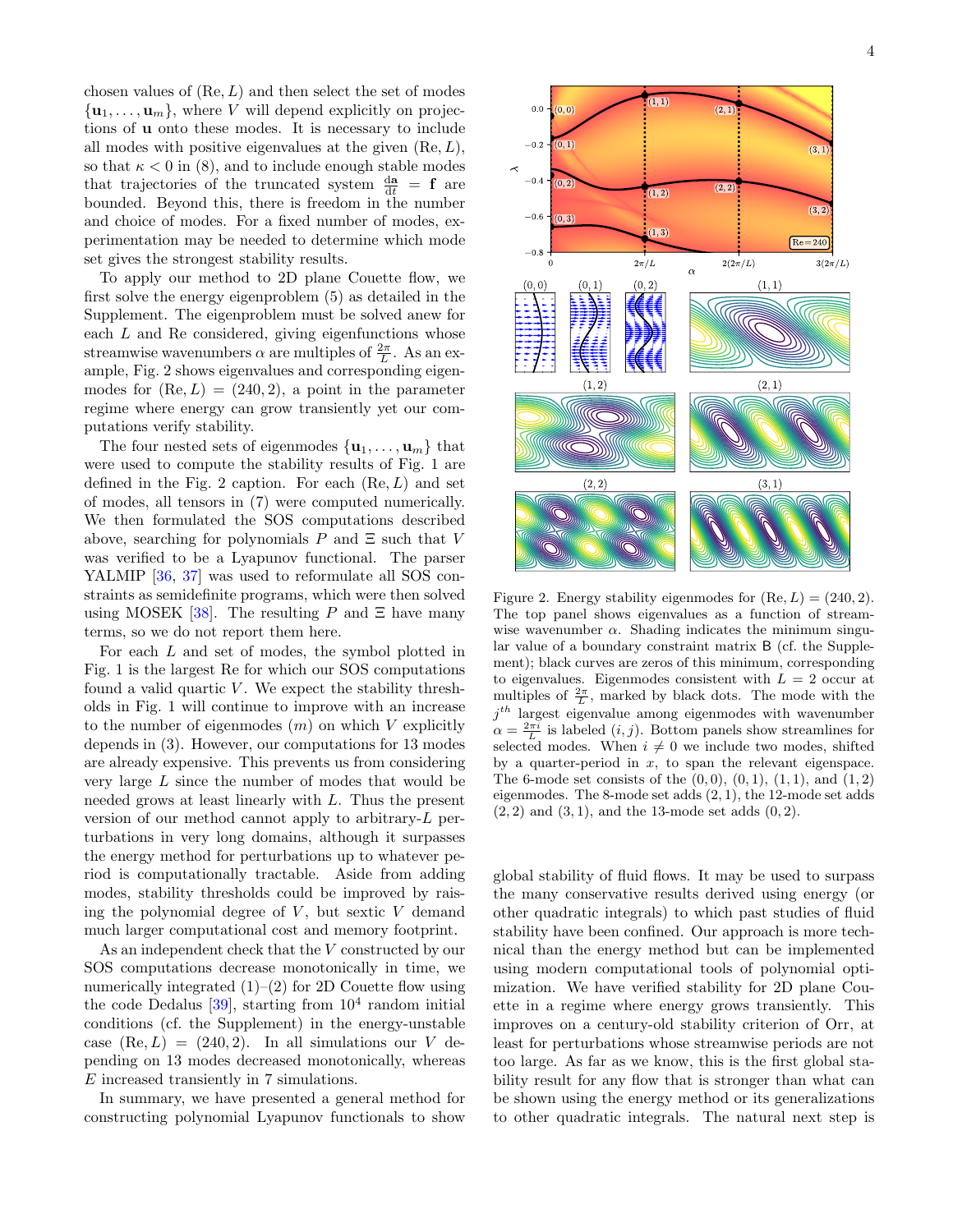chosen values of $(\mathrm{Re}, L)$ and then select the set of modes $\{\mathbf{u}_1, \ldots, \mathbf{u}_m\}$, where $V$ will depend explicitly on projections of $\mathbf{u}$ onto these modes. It is necessary to include all modes with positive eigenvalues at the given $(\mathrm{Re}, L)$, so that $\kappa < 0$ in (8), and to include enough stable modes that trajectories of the truncated system $\frac{d\mathbf{a}}{dt} = \mathbf{f}$ are bounded. Beyond this, there is freedom in the number and choice of modes. For a fixed number of modes, experimentation may be needed to determine which mode set gives the strongest stability results.

To apply our method to 2D plane Couette flow, we first solve the energy eigenproblem (5) as detailed in the Supplement. The eigenproblem must be solved anew for each $L$ and Re considered, giving eigenfunctions whose streamwise wavenumbers $\alpha$ are multiples of $\frac{2\pi}{L}$. As an example, Fig. 2 shows eigenvalues and corresponding eigenmodes for $(\mathrm{Re}, L) = (240, 2)$, a point in the parameter regime where energy can grow transiently yet our computations verify stability.

The four nested sets of eigenmodes $\{\mathbf{u}_1, \ldots, \mathbf{u}_m\}$ that were used to compute the stability results of Fig. 1 are defined in the Fig. 2 caption. For each $(\mathrm{Re}, L)$ and set of modes, all tensors in (7) were computed numerically. We then formulated the SOS computations described above, searching for polynomials $P$ and $\Xi$ such that $V$ was verified to be a Lyapunov functional. The parser YALMIP [36, 37] was used to reformulate all SOS constraints as semidefinite programs, which were then solved using MOSEK [38]. The resulting $P$ and $\Xi$ have many terms, so we do not report them here.

For each $L$ and set of modes, the symbol plotted in Fig. 1 is the largest Re for which our SOS computations found a valid quartic $V$. We expect the stability thresholds in Fig. 1 will continue to improve with an increase to the number of eigenmodes ($m$) on which $V$ explicitly depends in (3). However, our computations for 13 modes are already expensive. This prevents us from considering very large $L$ since the number of modes that would be needed grows at least linearly with $L$. Thus the present version of our method cannot apply to arbitrary-$L$ perturbations in very long domains, although it surpasses the energy method for perturbations up to whatever period is computationally tractable. Aside from adding modes, stability thresholds could be improved by raising the polynomial degree of $V$, but sextic $V$ demand much larger computational cost and memory footprint.

As an independent check that the $V$ constructed by our SOS computations decrease monotonically in time, we numerically integrated (1)–(2) for 2D Couette flow using the code Dedalus [39], starting from $10^4$ random initial conditions (cf. the Supplement) in the energy-unstable case $(\mathrm{Re}, L) = (240, 2)$. In all simulations our $V$ depending on 13 modes decreased monotonically, whereas $E$ increased transiently in 7 simulations.

In summary, we have presented a general method for constructing polynomial Lyapunov functionals to show global stability of fluid flows. It may be used to surpass the many conservative results derived using energy (or other quadratic integrals) to which past studies of fluid stability have been confined. Our approach is more technical than the energy method but can be implemented using modern computational tools of polynomial optimization. We have verified stability for 2D plane Couette in a regime where energy grows transiently. This improves on a century-old stability criterion of Orr, at least for perturbations whose streamwise periods are not too large. As far as we know, this is the first global stability result for any flow that is stronger than what can be shown using the energy method or its generalizations to other quadratic integrals. The natural next step is

Figure 2. Energy stability eigenmodes for $(\mathrm{Re}, L) = (240, 2)$. The top panel shows eigenvalues as a function of streamwise wavenumber $\alpha$. Shading indicates the minimum singular value of a boundary constraint matrix $\mathsf{B}$ (cf. the Supplement); black curves are zeros of this minimum, corresponding to eigenvalues. Eigenmodes consistent with $L = 2$ occur at multiples of $\frac{2\pi}{L}$, marked by black dots. The mode with the $j^{th}$ largest eigenvalue among eigenmodes with wavenumber $\alpha = \frac{2\pi i}{L}$ is labeled $(i, j)$. Bottom panels show streamlines for selected modes. When $i \neq 0$ we include two modes, shifted by a quarter-period in $x$, to span the relevant eigenspace. The 6-mode set consists of the $(0,0)$, $(0,1)$, $(1,1)$, and $(1,2)$ eigenmodes. The 8-mode set adds $(2,1)$, the 12-mode set adds $(2,2)$ and $(3,1)$, and the 13-mode set adds $(0,2)$.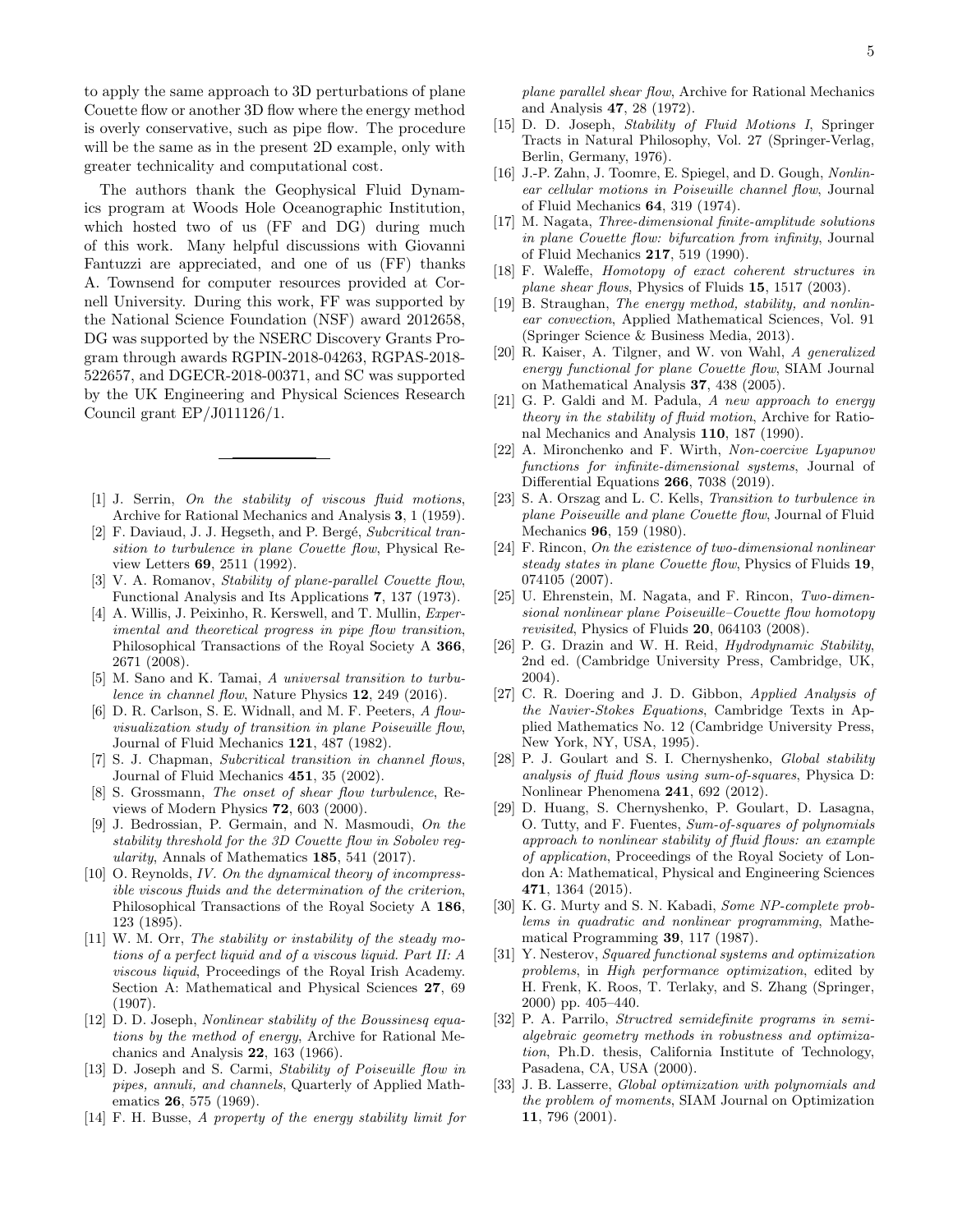to apply the same approach to 3D perturbations of plane Couette flow or another 3D flow where the energy method is overly conservative, such as pipe flow. The procedure will be the same as in the present 2D example, only with greater technicality and computational cost.

The authors thank the Geophysical Fluid Dynamics program at Woods Hole Oceanographic Institution, which hosted two of us (FF and DG) during much of this work. Many helpful discussions with Giovanni Fantuzzi are appreciated, and one of us (FF) thanks A. Townsend for computer resources provided at Cornell University. During this work, FF was supported by the National Science Foundation (NSF) award 2012658, DG was supported by the NSERC Discovery Grants Program through awards RGPIN-2018-04263, RGPAS-2018-522657, and DGECR-2018-00371, and SC was supported by the UK Engineering and Physical Sciences Research Council grant EP/J011126/1.

---

[1] J. Serrin, *On the stability of viscous fluid motions*, Archive for Rational Mechanics and Analysis **3**, 1 (1959).

[2] F. Daviaud, J. J. Hegseth, and P. Bergé, *Subcritical transition to turbulence in plane Couette flow*, Physical Review Letters **69**, 2511 (1992).

[3] V. A. Romanov, *Stability of plane-parallel Couette flow*, Functional Analysis and Its Applications **7**, 137 (1973).

[4] A. Willis, J. Peixinho, R. Kerswell, and T. Mullin, *Experimental and theoretical progress in pipe flow transition*, Philosophical Transactions of the Royal Society A **366**, 2671 (2008).

[5] M. Sano and K. Tamai, *A universal transition to turbulence in channel flow*, Nature Physics **12**, 249 (2016).

[6] D. R. Carlson, S. E. Widnall, and M. F. Peeters, *A flow-visualization study of transition in plane Poiseuille flow*, Journal of Fluid Mechanics **121**, 487 (1982).

[7] S. J. Chapman, *Subcritical transition in channel flows*, Journal of Fluid Mechanics **451**, 35 (2002).

[8] S. Grossmann, *The onset of shear flow turbulence*, Reviews of Modern Physics **72**, 603 (2000).

[9] J. Bedrossian, P. Germain, and N. Masmoudi, *On the stability threshold for the 3D Couette flow in Sobolev regularity*, Annals of Mathematics **185**, 541 (2017).

[10] O. Reynolds, *IV. On the dynamical theory of incompressible viscous fluids and the determination of the criterion*, Philosophical Transactions of the Royal Society A **186**, 123 (1895).

[11] W. M. Orr, *The stability or instability of the steady motions of a perfect liquid and of a viscous liquid. Part II: A viscous liquid*, Proceedings of the Royal Irish Academy. Section A: Mathematical and Physical Sciences **27**, 69 (1907).

[12] D. D. Joseph, *Nonlinear stability of the Boussinesq equations by the method of energy*, Archive for Rational Mechanics and Analysis **22**, 163 (1966).

[13] D. Joseph and S. Carmi, *Stability of Poiseuille flow in pipes, annuli, and channels*, Quarterly of Applied Mathematics **26**, 575 (1969).

[14] F. H. Busse, *A property of the energy stability limit for plane parallel shear flow*, Archive for Rational Mechanics and Analysis **47**, 28 (1972).

[15] D. D. Joseph, *Stability of Fluid Motions I*, Springer Tracts in Natural Philosophy, Vol. 27 (Springer-Verlag, Berlin, Germany, 1976).

[16] J.-P. Zahn, J. Toomre, E. Spiegel, and D. Gough, *Nonlinear cellular motions in Poiseuille channel flow*, Journal of Fluid Mechanics **64**, 319 (1974).

[17] M. Nagata, *Three-dimensional finite-amplitude solutions in plane Couette flow: bifurcation from infinity*, Journal of Fluid Mechanics **217**, 519 (1990).

[18] F. Waleffe, *Homotopy of exact coherent structures in plane shear flows*, Physics of Fluids **15**, 1517 (2003).

[19] B. Straughan, *The energy method, stability, and nonlinear convection*, Applied Mathematical Sciences, Vol. 91 (Springer Science & Business Media, 2013).

[20] R. Kaiser, A. Tilgner, and W. von Wahl, *A generalized energy functional for plane Couette flow*, SIAM Journal on Mathematical Analysis **37**, 438 (2005).

[21] G. P. Galdi and M. Padula, *A new approach to energy theory in the stability of fluid motion*, Archive for Rational Mechanics and Analysis **110**, 187 (1990).

[22] A. Mironchenko and F. Wirth, *Non-coercive Lyapunov functions for infinite-dimensional systems*, Journal of Differential Equations **266**, 7038 (2019).

[23] S. A. Orszag and L. C. Kells, *Transition to turbulence in plane Poiseuille and plane Couette flow*, Journal of Fluid Mechanics **96**, 159 (1980).

[24] F. Rincon, *On the existence of two-dimensional nonlinear steady states in plane Couette flow*, Physics of Fluids **19**, 074105 (2007).

[25] U. Ehrenstein, M. Nagata, and F. Rincon, *Two-dimensional nonlinear plane Poiseuille–Couette flow homotopy revisited*, Physics of Fluids **20**, 064103 (2008).

[26] P. G. Drazin and W. H. Reid, *Hydrodynamic Stability*, 2nd ed. (Cambridge University Press, Cambridge, UK, 2004).

[27] C. R. Doering and J. D. Gibbon, *Applied Analysis of the Navier-Stokes Equations*, Cambridge Texts in Applied Mathematics No. 12 (Cambridge University Press, New York, NY, USA, 1995).

[28] P. J. Goulart and S. I. Chernyshenko, *Global stability analysis of fluid flows using sum-of-squares*, Physica D: Nonlinear Phenomena **241**, 692 (2012).

[29] D. Huang, S. Chernyshenko, P. Goulart, D. Lasagna, O. Tutty, and F. Fuentes, *Sum-of-squares of polynomials approach to nonlinear stability of fluid flows: an example of application*, Proceedings of the Royal Society of London A: Mathematical, Physical and Engineering Sciences **471**, 1364 (2015).

[30] K. G. Murty and S. N. Kabadi, *Some NP-complete problems in quadratic and nonlinear programming*, Mathematical Programming **39**, 117 (1987).

[31] Y. Nesterov, *Squared functional systems and optimization problems*, in *High performance optimization*, edited by H. Frenk, K. Roos, T. Terlaky, and S. Zhang (Springer, 2000) pp. 405–440.

[32] P. A. Parrilo, *Structred semidefinite programs in semialgebraic geometry methods in robustness and optimization*, Ph.D. thesis, California Institute of Technology, Pasadena, CA, USA (2000).

[33] J. B. Lasserre, *Global optimization with polynomials and the problem of moments*, SIAM Journal on Optimization **11**, 796 (2001).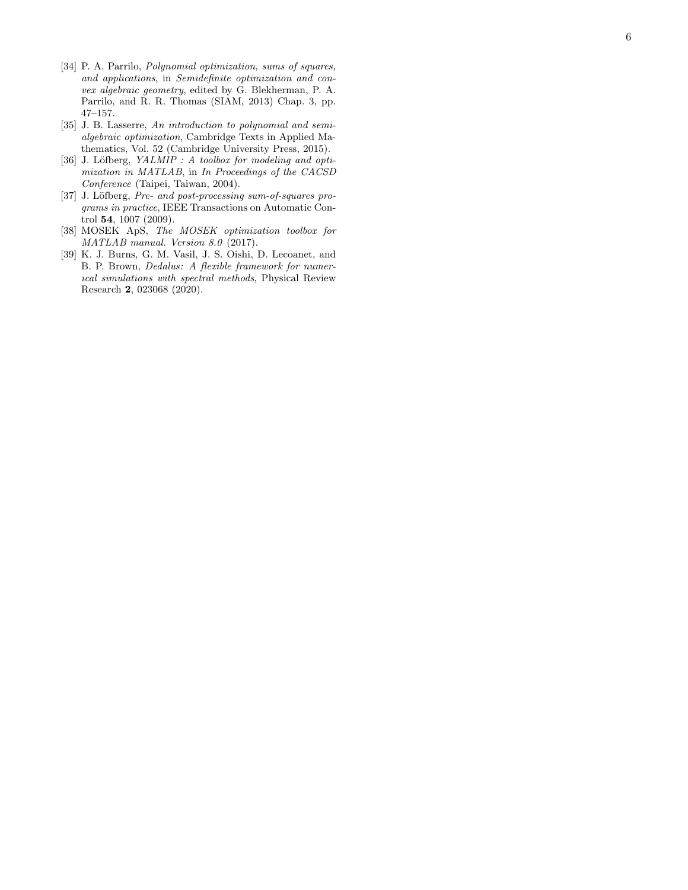[34] P. A. Parrilo, *Polynomial optimization, sums of squares, and applications*, in *Semidefinite optimization and convex algebraic geometry*, edited by G. Blekherman, P. A. Parrilo, and R. R. Thomas (SIAM, 2013) Chap. 3, pp. 47–157.

[35] J. B. Lasserre, *An introduction to polynomial and semialgebraic optimization*, Cambridge Texts in Applied Mathematics, Vol. 52 (Cambridge University Press, 2015).

[36] J. Löfberg, *YALMIP : A toolbox for modeling and optimization in MATLAB*, in *In Proceedings of the CACSD Conference* (Taipei, Taiwan, 2004).

[37] J. Löfberg, *Pre- and post-processing sum-of-squares programs in practice*, IEEE Transactions on Automatic Control **54**, 1007 (2009).

[38] MOSEK ApS, *The MOSEK optimization toolbox for MATLAB manual. Version 8.0* (2017).

[39] K. J. Burns, G. M. Vasil, J. S. Oishi, D. Lecoanet, and B. P. Brown, *Dedalus: A flexible framework for numerical simulations with spectral methods*, Physical Review Research **2**, 023068 (2020).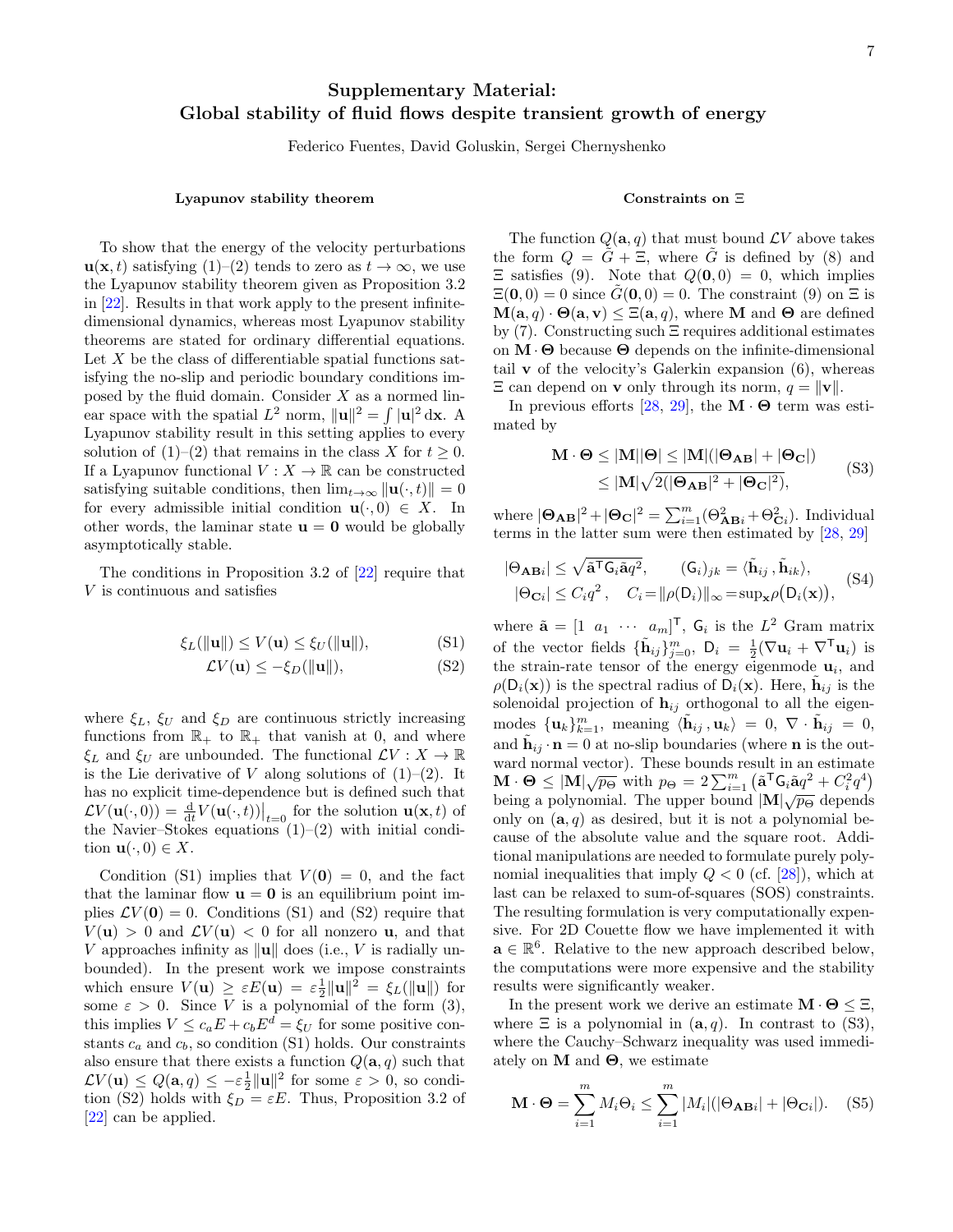# Supplementary Material: Global stability of fluid flows despite transient growth of energy

Federico Fuentes, David Goluskin, Sergei Chernyshenko

## Lyapunov stability theorem

To show that the energy of the velocity perturbations $\mathbf{u}(\mathbf{x},t)$ satisfying (1)–(2) tends to zero as $t\to\infty$, we use the Lyapunov stability theorem given as Proposition 3.2 in [22]. Results in that work apply to the present infinite-dimensional dynamics, whereas most Lyapunov stability theorems are stated for ordinary differential equations. Let $X$ be the class of differentiable spatial functions satisfying the no-slip and periodic boundary conditions imposed by the fluid domain. Consider $X$ as a normed linear space with the spatial $L^2$ norm, $\|\mathbf{u}\|^2=\int|\mathbf{u}|^2\,\mathrm{d}\mathbf{x}$. A Lyapunov stability result in this setting applies to every solution of (1)–(2) that remains in the class $X$ for $t\geq 0$. If a Lyapunov functional $V: X\to\mathbb{R}$ can be constructed satisfying suitable conditions, then $\lim_{t\to\infty}\|\mathbf{u}(\cdot,t)\|=0$ for every admissible initial condition $\mathbf{u}(\cdot,0)\in X$. In other words, the laminar state $\mathbf{u}=\mathbf{0}$ would be globally asymptotically stable.

The conditions in Proposition 3.2 of [22] require that $V$ is continuous and satisfies

$$\xi_L(\|\mathbf{u}\|)\leq V(\mathbf{u})\leq \xi_U(\|\mathbf{u}\|), \tag{S1}$$

$$\mathcal{L}V(\mathbf{u})\leq -\xi_D(\|\mathbf{u}\|), \tag{S2}$$

where $\xi_L$, $\xi_U$ and $\xi_D$ are continuous strictly increasing functions from $\mathbb{R}_+$ to $\mathbb{R}_+$ that vanish at 0, and where $\xi_L$ and $\xi_U$ are unbounded. The functional $\mathcal{L}V: X\to\mathbb{R}$ is the Lie derivative of $V$ along solutions of (1)–(2). It has no explicit time-dependence but is defined such that $\mathcal{L}V(\mathbf{u}(\cdot,0))=\frac{\mathrm{d}}{\mathrm{d}t}V(\mathbf{u}(\cdot,t))\big|_{t=0}$ for the solution $\mathbf{u}(\mathbf{x},t)$ of the Navier–Stokes equations (1)–(2) with initial condition $\mathbf{u}(\cdot,0)\in X$.

Condition (S1) implies that $V(\mathbf{0})=0$, and the fact that the laminar flow $\mathbf{u}=\mathbf{0}$ is an equilibrium point implies $\mathcal{L}V(\mathbf{0})=0$. Conditions (S1) and (S2) require that $V(\mathbf{u})>0$ and $\mathcal{L}V(\mathbf{u})<0$ for all nonzero $\mathbf{u}$, and that $V$ approaches infinity as $\|\mathbf{u}\|$ does (i.e., $V$ is radially unbounded). In the present work we impose constraints which ensure $V(\mathbf{u})\geq\varepsilon E(\mathbf{u})=\varepsilon\frac{1}{2}\|\mathbf{u}\|^2=\xi_L(\|\mathbf{u}\|)$ for some $\varepsilon>0$. Since $V$ is a polynomial of the form (3), this implies $V\leq c_aE+c_bE^d=\xi_U$ for some positive constants $c_a$ and $c_b$, so condition (S1) holds. Our constraints also ensure that there exists a function $Q(\mathbf{a},q)$ such that $\mathcal{L}V(\mathbf{u})\leq Q(\mathbf{a},q)\leq-\varepsilon\frac{1}{2}\|\mathbf{u}\|^2$ for some $\varepsilon>0$, so condition (S2) holds with $\xi_D=\varepsilon E$. Thus, Proposition 3.2 of [22] can be applied.

## Constraints on $\Xi$

The function $Q(\mathbf{a},q)$ that must bound $\mathcal{L}V$ above takes the form $Q=\tilde{G}+\Xi$, where $\tilde{G}$ is defined by (8) and $\Xi$ satisfies (9). Note that $Q(\mathbf{0},0)=0$, which implies $\Xi(\mathbf{0},0)=0$ since $\tilde{G}(\mathbf{0},0)=0$. The constraint (9) on $\Xi$ is $\mathbf{M}(\mathbf{a},q)\cdot\mathbf{\Theta}(\mathbf{a},\mathbf{v})\leq\Xi(\mathbf{a},q)$, where $\mathbf{M}$ and $\mathbf{\Theta}$ are defined by (7). Constructing such $\Xi$ requires additional estimates on $\mathbf{M}\cdot\mathbf{\Theta}$ because $\mathbf{\Theta}$ depends on the infinite-dimensional tail $\mathbf{v}$ of the velocity's Galerkin expansion (6), whereas $\Xi$ can depend on $\mathbf{v}$ only through its norm, $q=\|\mathbf{v}\|$.

In previous efforts [28, 29], the $\mathbf{M}\cdot\mathbf{\Theta}$ term was estimated by

$$\begin{aligned}\mathbf{M}\cdot\mathbf{\Theta}&\leq|\mathbf{M}||\mathbf{\Theta}|\leq|\mathbf{M}|(|\mathbf{\Theta_{AB}}|+|\mathbf{\Theta_C}|)\\&\leq|\mathbf{M}|\sqrt{2(|\mathbf{\Theta_{AB}}|^2+|\mathbf{\Theta_C}|^2)},\end{aligned} \tag{S3}$$

where $|\mathbf{\Theta_{AB}}|^2+|\mathbf{\Theta_C}|^2=\sum_{i=1}^m(\Theta_{\mathbf{AB}i}^2+\Theta_{\mathbf{C}i}^2)$. Individual terms in the latter sum were then estimated by [28, 29]

$$\begin{aligned}|\Theta_{\mathbf{AB}i}|&\leq\sqrt{\tilde{\mathbf{a}}^{\mathsf{T}}\mathsf{G}_i\tilde{\mathbf{a}}q^2},\qquad(\mathsf{G}_i)_{jk}=\langle\tilde{\mathbf{h}}_{ij}\,,\tilde{\mathbf{h}}_{ik}\rangle,\\|\Theta_{\mathbf{C}i}|&\leq C_iq^2\,,\quad C_i=\|\rho(\mathsf{D}_i)\|_\infty=\sup_{\mathbf{x}}\rho\big(\mathsf{D}_i(\mathbf{x})\big),\end{aligned} \tag{S4}$$

where $\tilde{\mathbf{a}}=[1\ \ a_1\ \cdots\ a_m]^{\mathsf{T}}$, $\mathsf{G}_i$ is the $L^2$ Gram matrix of the vector fields $\{\tilde{\mathbf{h}}_{ij}\}_{j=0}^m$, $\mathsf{D}_i=\frac{1}{2}(\nabla\mathbf{u}_i+\nabla^{\mathsf{T}}\mathbf{u}_i)$ is the strain-rate tensor of the energy eigenmode $\mathbf{u}_i$, and $\rho(\mathsf{D}_i(\mathbf{x}))$ is the spectral radius of $\mathsf{D}_i(\mathbf{x})$. Here, $\tilde{\mathbf{h}}_{ij}$ is the solenoidal projection of $\mathbf{h}_{ij}$ orthogonal to all the eigenmodes $\{\mathbf{u}_k\}_{k=1}^m$, meaning $\langle\tilde{\mathbf{h}}_{ij}\,,\mathbf{u}_k\rangle=0$, $\nabla\cdot\tilde{\mathbf{h}}_{ij}=0$, and $\tilde{\mathbf{h}}_{ij}\cdot\mathbf{n}=0$ at no-slip boundaries (where $\mathbf{n}$ is the outward normal vector). These bounds result in an estimate $\mathbf{M}\cdot\mathbf{\Theta}\leq|\mathbf{M}|\sqrt{p_\Theta}$ with $p_\Theta=2\sum_{i=1}^m\big(\tilde{\mathbf{a}}^{\mathsf{T}}\mathsf{G}_i\tilde{\mathbf{a}}q^2+C_i^2q^4\big)$ being a polynomial. The upper bound $|\mathbf{M}|\sqrt{p_\Theta}$ depends only on $(\mathbf{a},q)$ as desired, but it is not a polynomial because of the absolute value and the square root. Additional manipulations are needed to formulate purely polynomial inequalities that imply $Q<0$ (cf. [28]), which at last can be relaxed to sum-of-squares (SOS) constraints. The resulting formulation is very computationally expensive. For 2D Couette flow we have implemented it with $\mathbf{a}\in\mathbb{R}^6$. Relative to the new approach described below, the computations were more expensive and the stability results were significantly weaker.

In the present work we derive an estimate $\mathbf{M}\cdot\mathbf{\Theta}\leq\Xi$, where $\Xi$ is a polynomial in $(\mathbf{a},q)$. In contrast to (S3), where the Cauchy–Schwarz inequality was used immediately on $\mathbf{M}$ and $\mathbf{\Theta}$, we estimate

$$\mathbf{M}\cdot\mathbf{\Theta}=\sum_{i=1}^m M_i\Theta_i\leq\sum_{i=1}^m|M_i|(|\Theta_{\mathbf{AB}i}|+|\Theta_{\mathbf{C}i}|). \tag{S5}$$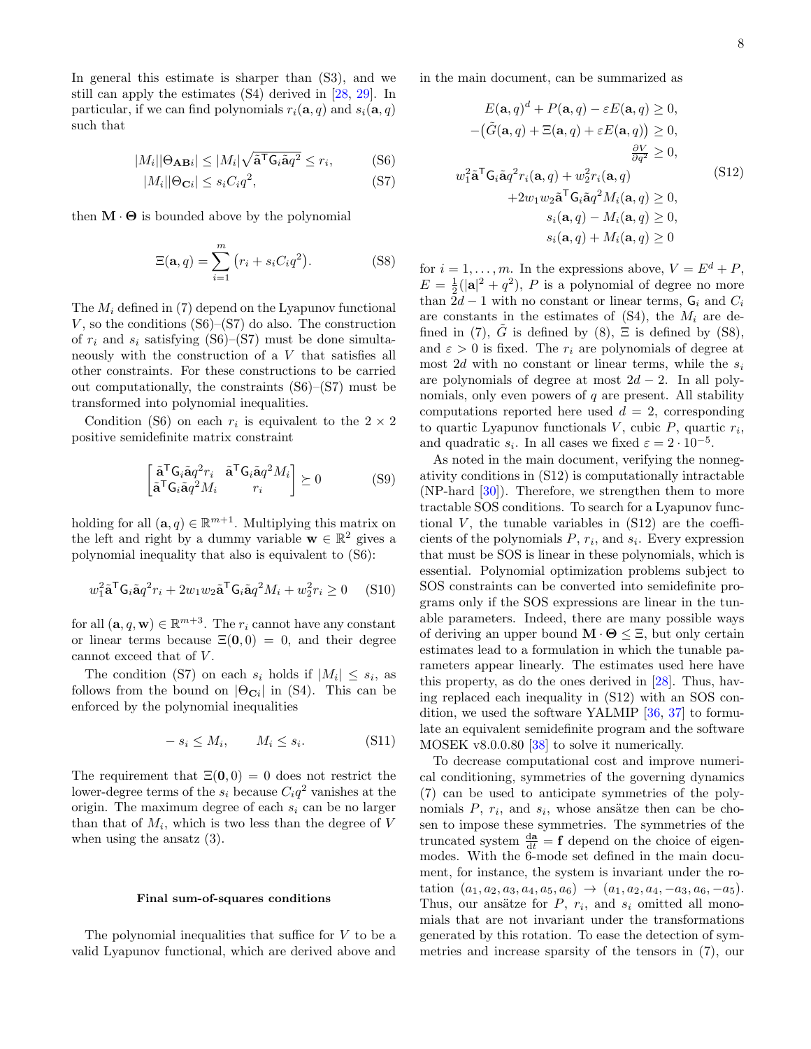In general this estimate is sharper than (S3), and we still can apply the estimates (S4) derived in [28, 29]. In particular, if we can find polynomials $r_i(\mathbf{a},q)$ and $s_i(\mathbf{a},q)$ such that

$$|M_i||\Theta_{\mathbf{AB}i}| \le |M_i|\sqrt{\tilde{\mathbf{a}}^{\mathsf{T}}\mathsf{G}_i\tilde{\mathbf{a}}q^2} \le r_i, \tag{S6}$$

$$|M_i||\Theta_{\mathbf{C}i}| \le s_i C_i q^2, \tag{S7}$$

then $\mathbf{M}\cdot\mathbf{\Theta}$ is bounded above by the polynomial

$$\Xi(\mathbf{a},q) = \sum_{i=1}^{m}\left(r_i + s_i C_i q^2\right). \tag{S8}$$

The $M_i$ defined in (7) depend on the Lyapunov functional $V$, so the conditions (S6)–(S7) do also. The construction of $r_i$ and $s_i$ satisfying (S6)–(S7) must be done simultaneously with the construction of a $V$ that satisfies all other constraints. For these constructions to be carried out computationally, the constraints (S6)–(S7) must be transformed into polynomial inequalities.

Condition (S6) on each $r_i$ is equivalent to the $2\times 2$ positive semidefinite matrix constraint

$$\begin{bmatrix} \tilde{\mathbf{a}}^{\mathsf{T}}\mathsf{G}_i\tilde{\mathbf{a}}q^2 r_i & \tilde{\mathbf{a}}^{\mathsf{T}}\mathsf{G}_i\tilde{\mathbf{a}}q^2 M_i \\ \tilde{\mathbf{a}}^{\mathsf{T}}\mathsf{G}_i\tilde{\mathbf{a}}q^2 M_i & r_i \end{bmatrix} \succeq 0 \tag{S9}$$

holding for all $(\mathbf{a},q)\in\mathbb{R}^{m+1}$. Multiplying this matrix on the left and right by a dummy variable $\mathbf{w}\in\mathbb{R}^2$ gives a polynomial inequality that also is equivalent to (S6):

$$w_1^2\tilde{\mathbf{a}}^{\mathsf{T}}\mathsf{G}_i\tilde{\mathbf{a}}q^2 r_i + 2w_1w_2\tilde{\mathbf{a}}^{\mathsf{T}}\mathsf{G}_i\tilde{\mathbf{a}}q^2 M_i + w_2^2 r_i \ge 0 \tag{S10}$$

for all $(\mathbf{a},q,\mathbf{w})\in\mathbb{R}^{m+3}$. The $r_i$ cannot have any constant or linear terms because $\Xi(\mathbf{0},0)=0$, and their degree cannot exceed that of $V$.

The condition (S7) on each $s_i$ holds if $|M_i|\le s_i$, as follows from the bound on $|\Theta_{\mathbf{C}i}|$ in (S4). This can be enforced by the polynomial inequalities

$$-s_i \le M_i, \qquad M_i \le s_i. \tag{S11}$$

The requirement that $\Xi(\mathbf{0},0)=0$ does not restrict the lower-degree terms of the $s_i$ because $C_iq^2$ vanishes at the origin. The maximum degree of each $s_i$ can be no larger than that of $M_i$, which is two less than the degree of $V$ when using the ansatz (3).

### Final sum-of-squares conditions

The polynomial inequalities that suffice for $V$ to be a valid Lyapunov functional, which are derived above and in the main document, can be summarized as

$$\begin{aligned}
E(\mathbf{a},q)^d + P(\mathbf{a},q) - \varepsilon E(\mathbf{a},q) &\ge 0,\\
-\big(\tilde{G}(\mathbf{a},q) + \Xi(\mathbf{a},q) + \varepsilon E(\mathbf{a},q)\big) &\ge 0,\\
\tfrac{\partial V}{\partial q^2} &\ge 0,\\
w_1^2\tilde{\mathbf{a}}^{\mathsf{T}}\mathsf{G}_i\tilde{\mathbf{a}}q^2 r_i(\mathbf{a},q) + w_2^2 r_i(\mathbf{a},q) &\\
+2w_1w_2\tilde{\mathbf{a}}^{\mathsf{T}}\mathsf{G}_i\tilde{\mathbf{a}}q^2 M_i(\mathbf{a},q) &\ge 0,\\
s_i(\mathbf{a},q) - M_i(\mathbf{a},q) &\ge 0,\\
s_i(\mathbf{a},q) + M_i(\mathbf{a},q) &\ge 0
\end{aligned} \tag{S12}$$

for $i=1,\dots,m$. In the expressions above, $V = E^d + P$, $E = \frac{1}{2}(|\mathbf{a}|^2 + q^2)$, $P$ is a polynomial of degree no more than $2d-1$ with no constant or linear terms, $\mathsf{G}_i$ and $C_i$ are constants in the estimates of (S4), the $M_i$ are defined in (7), $\tilde{G}$ is defined by (8), $\Xi$ is defined by (S8), and $\varepsilon>0$ is fixed. The $r_i$ are polynomials of degree at most $2d$ with no constant or linear terms, while the $s_i$ are polynomials of degree at most $2d-2$. In all polynomials, only even powers of $q$ are present. All stability computations reported here used $d=2$, corresponding to quartic Lyapunov functionals $V$, cubic $P$, quartic $r_i$, and quadratic $s_i$. In all cases we fixed $\varepsilon = 2\cdot 10^{-5}$.

As noted in the main document, verifying the nonnegativity conditions in (S12) is computationally intractable (NP-hard [30]). Therefore, we strengthen them to more tractable SOS conditions. To search for a Lyapunov functional $V$, the tunable variables in (S12) are the coefficients of the polynomials $P$, $r_i$, and $s_i$. Every expression that must be SOS is linear in these polynomials, which is essential. Polynomial optimization problems subject to SOS constraints can be converted into semidefinite programs only if the SOS expressions are linear in the tunable parameters. Indeed, there are many possible ways of deriving an upper bound $\mathbf{M}\cdot\mathbf{\Theta}\le\Xi$, but only certain estimates lead to a formulation in which the tunable parameters appear linearly. The estimates used here have this property, as do the ones derived in [28]. Thus, having replaced each inequality in (S12) with an SOS condition, we used the software YALMIP [36, 37] to formulate an equivalent semidefinite program and the software MOSEK v8.0.0.80 [38] to solve it numerically.

To decrease computational cost and improve numerical conditioning, symmetries of the governing dynamics (7) can be used to anticipate symmetries of the polynomials $P$, $r_i$, and $s_i$, whose ansätze then can be chosen to impose these symmetries. The symmetries of the truncated system $\frac{\mathrm{d}\mathbf{a}}{\mathrm{d}t} = \mathbf{f}$ depend on the choice of eigenmodes. With the 6-mode set defined in the main document, for instance, the system is invariant under the rotation $(a_1,a_2,a_3,a_4,a_5,a_6)\to(a_1,a_2,a_4,-a_3,a_6,-a_5)$. Thus, our ansätze for $P$, $r_i$, and $s_i$ omitted all monomials that are not invariant under the transformations generated by this rotation. To ease the detection of symmetries and increase sparsity of the tensors in (7), our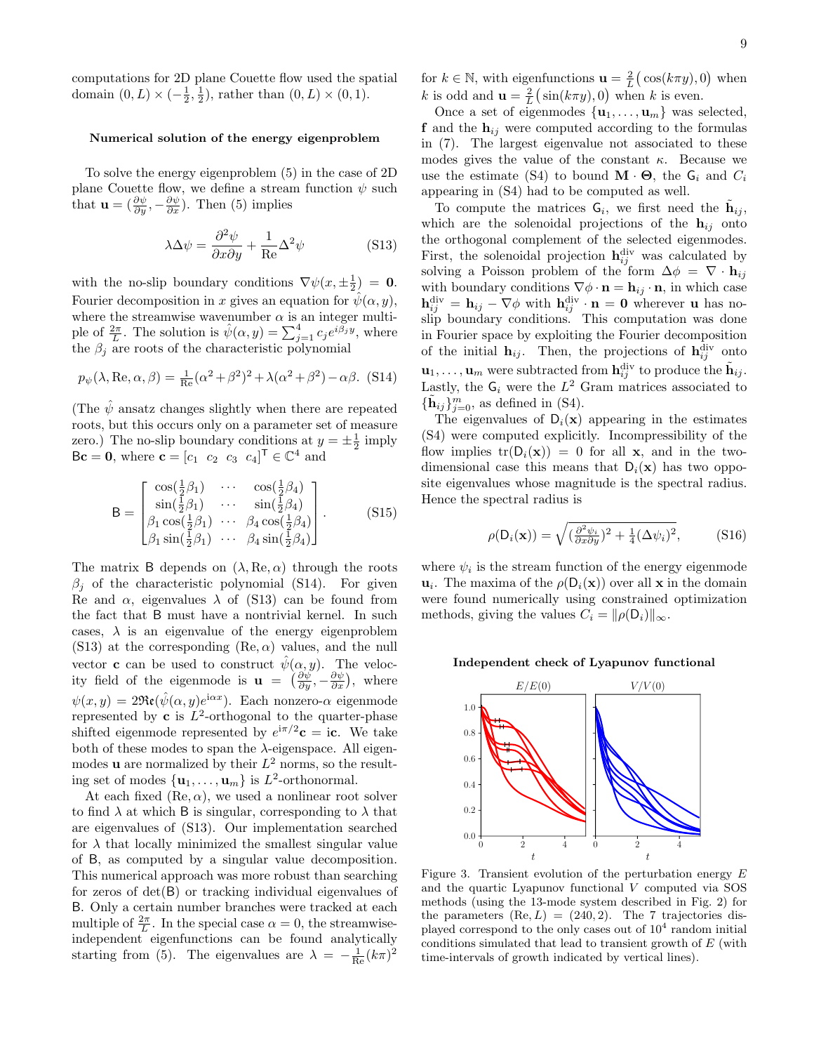computations for 2D plane Couette flow used the spatial domain $(0,L)\times(-\frac{1}{2},\frac{1}{2})$, rather than $(0,L)\times(0,1)$.

### Numerical solution of the energy eigenproblem

To solve the energy eigenproblem (5) in the case of 2D plane Couette flow, we define a stream function $\psi$ such that $\mathbf{u} = (\frac{\partial\psi}{\partial y}, -\frac{\partial\psi}{\partial x})$. Then (5) implies

$$\lambda\Delta\psi = \frac{\partial^2\psi}{\partial x\partial y} + \frac{1}{\mathrm{Re}}\Delta^2\psi \tag{S13}$$

with the no-slip boundary conditions $\nabla\psi(x,\pm\frac{1}{2}) = \mathbf{0}$. Fourier decomposition in $x$ gives an equation for $\hat{\psi}(\alpha, y)$, where the streamwise wavenumber $\alpha$ is an integer multiple of $\frac{2\pi}{L}$. The solution is $\hat{\psi}(\alpha,y) = \sum_{j=1}^4 c_j e^{i\beta_j y}$, where the $\beta_j$ are roots of the characteristic polynomial

$$p_\psi(\lambda,\mathrm{Re},\alpha,\beta) = \tfrac{1}{\mathrm{Re}}(\alpha^2+\beta^2)^2 + \lambda(\alpha^2+\beta^2) - \alpha\beta. \tag{S14}$$

(The $\hat{\psi}$ ansatz changes slightly when there are repeated roots, but this occurs only on a parameter set of measure zero.) The no-slip boundary conditions at $y=\pm\frac{1}{2}$ imply $\mathsf{B}\mathbf{c} = \mathbf{0}$, where $\mathbf{c} = [c_1\ \ c_2\ \ c_3\ \ c_4]^\mathsf{T} \in \mathbb{C}^4$ and

$$\mathsf{B} = \begin{bmatrix} \cos(\frac{1}{2}\beta_1) & \cdots & \cos(\frac{1}{2}\beta_4) \\ \sin(\frac{1}{2}\beta_1) & \cdots & \sin(\frac{1}{2}\beta_4) \\ \beta_1\cos(\frac{1}{2}\beta_1) & \cdots & \beta_4\cos(\frac{1}{2}\beta_4) \\ \beta_1\sin(\frac{1}{2}\beta_1) & \cdots & \beta_4\sin(\frac{1}{2}\beta_4) \end{bmatrix}. \tag{S15}$$

The matrix $\mathsf{B}$ depends on $(\lambda,\mathrm{Re},\alpha)$ through the roots $\beta_j$ of the characteristic polynomial (S14). For given Re and $\alpha$, eigenvalues $\lambda$ of (S13) can be found from the fact that $\mathsf{B}$ must have a nontrivial kernel. In such cases, $\lambda$ is an eigenvalue of the energy eigenproblem (S13) at the corresponding $(\mathrm{Re},\alpha)$ values, and the null vector $\mathbf{c}$ can be used to construct $\hat{\psi}(\alpha,y)$. The velocity field of the eigenmode is $\mathbf{u} = (\frac{\partial\psi}{\partial y}, -\frac{\partial\psi}{\partial x})$, where $\psi(x,y) = 2\mathfrak{Re}(\hat{\psi}(\alpha,y)e^{\mathrm{i}\alpha x})$. Each nonzero-$\alpha$ eigenmode represented by $\mathbf{c}$ is $L^2$-orthogonal to the quarter-phase shifted eigenmode represented by $e^{\mathrm{i}\pi/2}\mathbf{c} = \mathrm{i}\mathbf{c}$. We take both of these modes to span the $\lambda$-eigenspace. All eigenmodes $\mathbf{u}$ are normalized by their $L^2$ norms, so the resulting set of modes $\{\mathbf{u}_1,\ldots,\mathbf{u}_m\}$ is $L^2$-orthonormal.

At each fixed $(\mathrm{Re},\alpha)$, we used a nonlinear root solver to find $\lambda$ at which $\mathsf{B}$ is singular, corresponding to $\lambda$ that are eigenvalues of (S13). Our implementation searched for $\lambda$ that locally minimized the smallest singular value of $\mathsf{B}$, as computed by a singular value decomposition. This numerical approach was more robust than searching for zeros of $\det(\mathsf{B})$ or tracking individual eigenvalues of $\mathsf{B}$. Only a certain number branches were tracked at each multiple of $\frac{2\pi}{L}$. In the special case $\alpha = 0$, the streamwise-independent eigenfunctions can be found analytically starting from (5). The eigenvalues are $\lambda = -\frac{1}{\mathrm{Re}}(k\pi)^2$ for $k\in\mathbb{N}$, with eigenfunctions $\mathbf{u} = \frac{2}{L}\big(\cos(k\pi y), 0\big)$ when $k$ is odd and $\mathbf{u} = \frac{2}{L}\big(\sin(k\pi y), 0\big)$ when $k$ is even.

Once a set of eigenmodes $\{\mathbf{u}_1,\ldots,\mathbf{u}_m\}$ was selected, $\mathbf{f}$ and the $\mathbf{h}_{ij}$ were computed according to the formulas in (7). The largest eigenvalue not associated to these modes gives the value of the constant $\kappa$. Because we use the estimate (S4) to bound $\mathbf{M}\cdot\mathbf{\Theta}$, the $\mathsf{G}_i$ and $C_i$ appearing in (S4) had to be computed as well.

To compute the matrices $\mathsf{G}_i$, we first need the $\tilde{\mathbf{h}}_{ij}$, which are the solenoidal projections of the $\mathbf{h}_{ij}$ onto the orthogonal complement of the selected eigenmodes. First, the solenoidal projection $\mathbf{h}_{ij}^{\mathrm{div}}$ was calculated by solving a Poisson problem of the form $\Delta\phi = \nabla\cdot\mathbf{h}_{ij}$ with boundary conditions $\nabla\phi\cdot\mathbf{n} = \mathbf{h}_{ij}\cdot\mathbf{n}$, in which case $\mathbf{h}_{ij}^{\mathrm{div}} = \mathbf{h}_{ij} - \nabla\phi$ with $\mathbf{h}_{ij}^{\mathrm{div}}\cdot\mathbf{n} = \mathbf{0}$ wherever $\mathbf{u}$ has no-slip boundary conditions. This computation was done in Fourier space by exploiting the Fourier decomposition of the initial $\mathbf{h}_{ij}$. Then, the projections of $\mathbf{h}_{ij}^{\mathrm{div}}$ onto $\mathbf{u}_1,\ldots,\mathbf{u}_m$ were subtracted from $\mathbf{h}_{ij}^{\mathrm{div}}$ to produce the $\tilde{\mathbf{h}}_{ij}$. Lastly, the $\mathsf{G}_i$ were the $L^2$ Gram matrices associated to $\{\tilde{\mathbf{h}}_{ij}\}_{j=0}^m$, as defined in (S4).

The eigenvalues of $\mathsf{D}_i(\mathbf{x})$ appearing in the estimates (S4) were computed explicitly. Incompressibility of the flow implies $\mathrm{tr}(\mathsf{D}_i(\mathbf{x})) = 0$ for all $\mathbf{x}$, and in the two-dimensional case this means that $\mathsf{D}_i(\mathbf{x})$ has two opposite eigenvalues whose magnitude is the spectral radius. Hence the spectral radius is

$$\rho(\mathsf{D}_i(\mathbf{x})) = \sqrt{(\tfrac{\partial^2\psi_i}{\partial x\partial y})^2 + \tfrac{1}{4}(\Delta\psi_i)^2}, \tag{S16}$$

where $\psi_i$ is the stream function of the energy eigenmode $\mathbf{u}_i$. The maxima of the $\rho(\mathsf{D}_i(\mathbf{x}))$ over all $\mathbf{x}$ in the domain were found numerically using constrained optimization methods, giving the values $C_i = \|\rho(\mathsf{D}_i)\|_\infty$.

### Independent check of Lyapunov functional

Figure 3. Transient evolution of the perturbation energy $E$ and the quartic Lyapunov functional $V$ computed via SOS methods (using the 13-mode system described in Fig. 2) for the parameters $(\mathrm{Re}, L) = (240, 2)$. The 7 trajectories displayed correspond to the only cases out of $10^4$ random initial conditions simulated that lead to transient growth of $E$ (with time-intervals of growth indicated by vertical lines).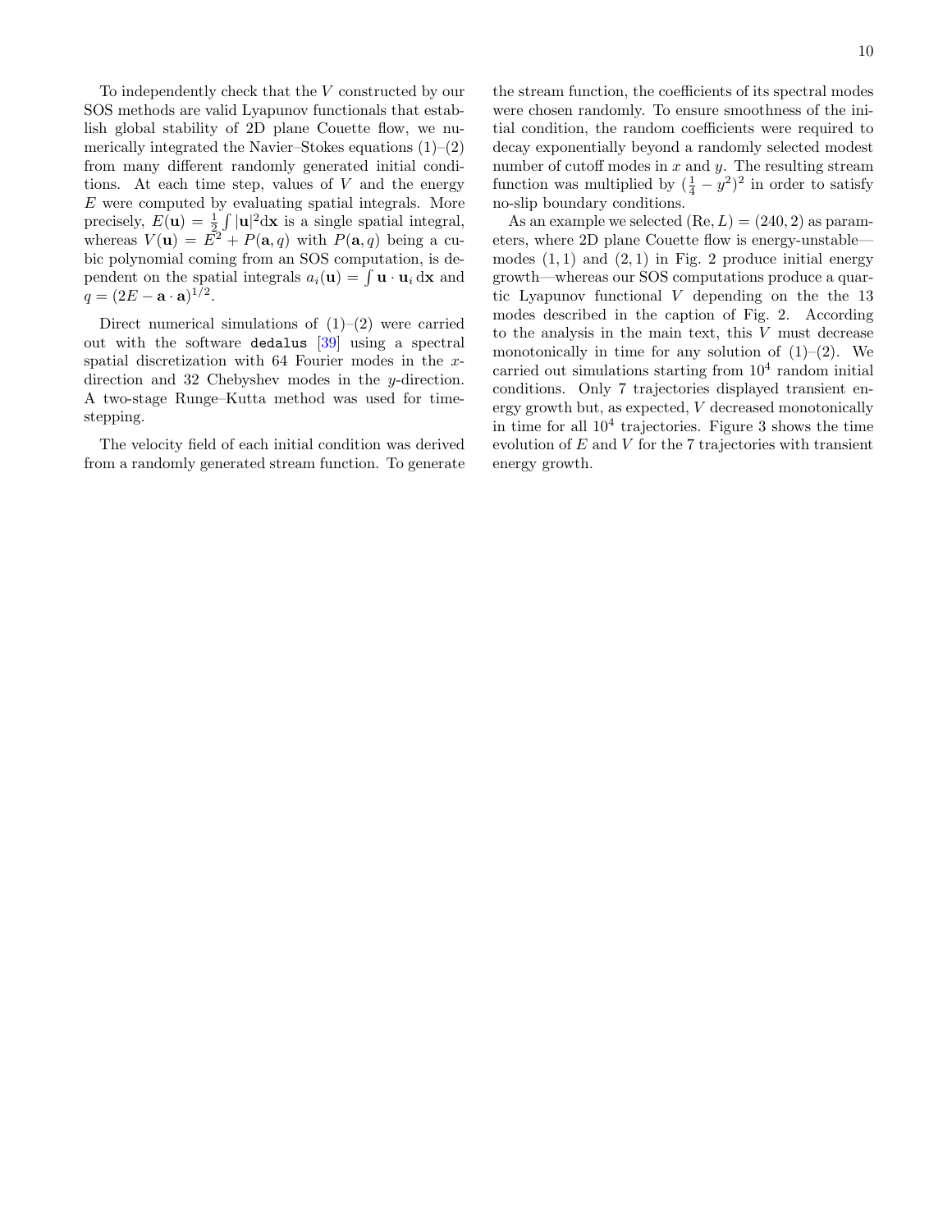To independently check that the $V$ constructed by our SOS methods are valid Lyapunov functionals that establish global stability of 2D plane Couette flow, we numerically integrated the Navier–Stokes equations (1)–(2) from many different randomly generated initial conditions. At each time step, values of $V$ and the energy $E$ were computed by evaluating spatial integrals. More precisely, $E(\mathbf{u}) = \frac{1}{2}\int |\mathbf{u}|^2 \mathrm{d}\mathbf{x}$ is a single spatial integral, whereas $V(\mathbf{u}) = E^2 + P(\mathbf{a}, q)$ with $P(\mathbf{a}, q)$ being a cubic polynomial coming from an SOS computation, is dependent on the spatial integrals $a_i(\mathbf{u}) = \int \mathbf{u} \cdot \mathbf{u}_i \, \mathrm{d}\mathbf{x}$ and $q = (2E - \mathbf{a} \cdot \mathbf{a})^{1/2}$.

Direct numerical simulations of (1)–(2) were carried out with the software `dedalus` [39] using a spectral spatial discretization with 64 Fourier modes in the $x$-direction and 32 Chebyshev modes in the $y$-direction. A two-stage Runge–Kutta method was used for time-stepping.

The velocity field of each initial condition was derived from a randomly generated stream function. To generate the stream function, the coefficients of its spectral modes were chosen randomly. To ensure smoothness of the initial condition, the random coefficients were required to decay exponentially beyond a randomly selected modest number of cutoff modes in $x$ and $y$. The resulting stream function was multiplied by $(\frac{1}{4} - y^2)^2$ in order to satisfy no-slip boundary conditions.

As an example we selected $(\mathrm{Re}, L) = (240, 2)$ as parameters, where 2D plane Couette flow is energy-unstable—modes $(1, 1)$ and $(2, 1)$ in Fig. 2 produce initial energy growth—whereas our SOS computations produce a quartic Lyapunov functional $V$ depending on the the 13 modes described in the caption of Fig. 2. According to the analysis in the main text, this $V$ must decrease monotonically in time for any solution of (1)–(2). We carried out simulations starting from $10^4$ random initial conditions. Only 7 trajectories displayed transient energy growth but, as expected, $V$ decreased monotonically in time for all $10^4$ trajectories. Figure 3 shows the time evolution of $E$ and $V$ for the 7 trajectories with transient energy growth.